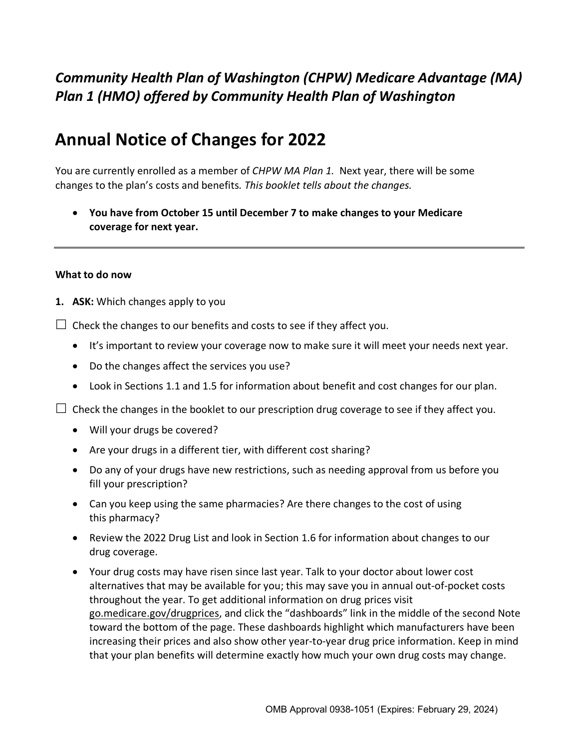## *Community Health Plan of Washington (CHPW) Medicare Advantage (MA) Plan 1 (HMO) offered by Community Health Plan of Washington*

# Annual Notice of Changes for 2022

You are currently enrolled as a member of *CHPW MA Plan 1.* Next year, there will be some changes to the plan's costs and benefits. *This booklet tells about the changes.*

- **You have from October 15 until December 7 to make changes to your Medicare coverage for next year.**

---

**What to do now**

1. **ASK:** Which changes apply to you

☐ Check the changes to our benefits and costs to see if they affect you.

- It's important to review your coverage now to make sure it will meet your needs next year.
- Do the changes affect the services you use?
- Look in Sections 1.1 and 1.5 for information about benefit and cost changes for our plan.

☐ Check the changes in the booklet to our prescription drug coverage to see if they affect you.

- Will your drugs be covered?
- Are your drugs in a different tier, with different cost sharing?
- Do any of your drugs have new restrictions, such as needing approval from us before you fill your prescription?
- Can you keep using the same pharmacies? Are there changes to the cost of using this pharmacy?
- Review the 2022 Drug List and look in Section 1.6 for information about changes to our drug coverage.
- Your drug costs may have risen since last year. Talk to your doctor about lower cost alternatives that may be available for you; this may save you in annual out-of-pocket costs throughout the year. To get additional information on drug prices visit go.medicare.gov/drugprices, and click the "dashboards" link in the middle of the second Note toward the bottom of the page. These dashboards highlight which manufacturers have been increasing their prices and also show other year-to-year drug price information. Keep in mind that your plan benefits will determine exactly how much your own drug costs may change.

OMB Approval 0938-1051 (Expires: February 29, 2024)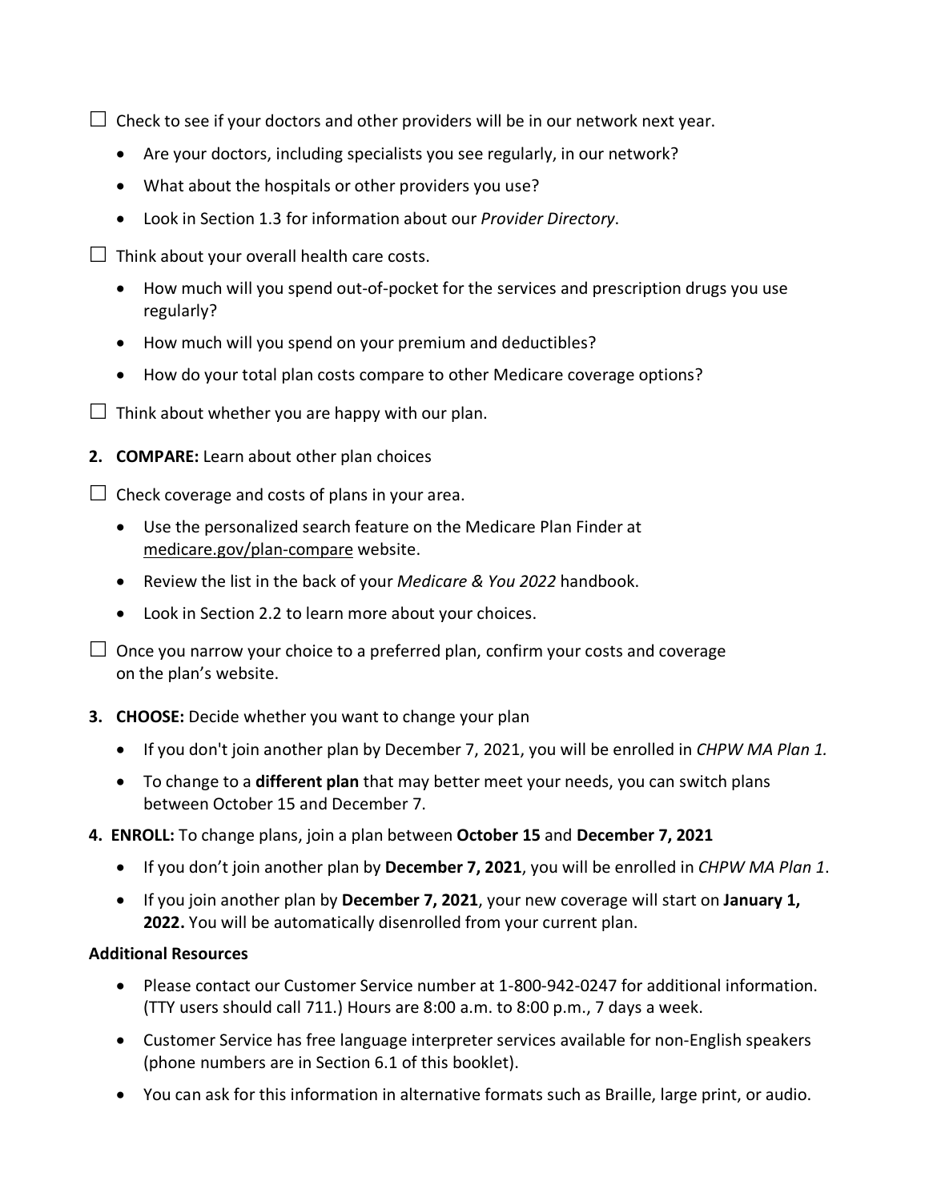☐ Check to see if your doctors and other providers will be in our network next year.

- Are your doctors, including specialists you see regularly, in our network?
- What about the hospitals or other providers you use?
- Look in Section 1.3 for information about our *Provider Directory*.

☐ Think about your overall health care costs.

- How much will you spend out-of-pocket for the services and prescription drugs you use regularly?
- How much will you spend on your premium and deductibles?
- How do your total plan costs compare to other Medicare coverage options?

☐ Think about whether you are happy with our plan.

**2. COMPARE:** Learn about other plan choices

☐ Check coverage and costs of plans in your area.

- Use the personalized search feature on the Medicare Plan Finder at medicare.gov/plan-compare website.
- Review the list in the back of your *Medicare & You 2022* handbook.
- Look in Section 2.2 to learn more about your choices.

☐ Once you narrow your choice to a preferred plan, confirm your costs and coverage on the plan's website.

**3. CHOOSE:** Decide whether you want to change your plan

- If you don't join another plan by December 7, 2021, you will be enrolled in *CHPW MA Plan 1.*
- To change to a **different plan** that may better meet your needs, you can switch plans between October 15 and December 7.

**4. ENROLL:** To change plans, join a plan between **October 15** and **December 7, 2021**

- If you don't join another plan by **December 7, 2021**, you will be enrolled in *CHPW MA Plan 1*.
- If you join another plan by **December 7, 2021**, your new coverage will start on **January 1, 2022.** You will be automatically disenrolled from your current plan.

**Additional Resources**

- Please contact our Customer Service number at 1-800-942-0247 for additional information. (TTY users should call 711.) Hours are 8:00 a.m. to 8:00 p.m., 7 days a week.
- Customer Service has free language interpreter services available for non-English speakers (phone numbers are in Section 6.1 of this booklet).
- You can ask for this information in alternative formats such as Braille, large print, or audio.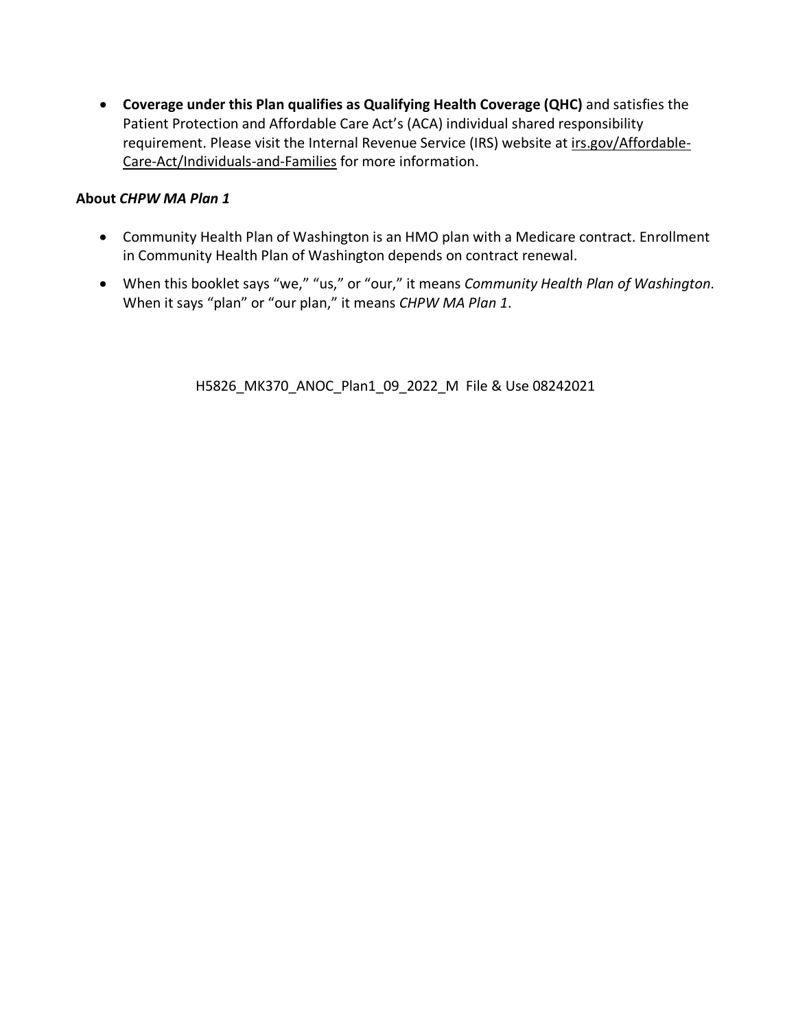- **Coverage under this Plan qualifies as Qualifying Health Coverage (QHC)** and satisfies the Patient Protection and Affordable Care Act's (ACA) individual shared responsibility requirement. Please visit the Internal Revenue Service (IRS) website at irs.gov/Affordable-Care-Act/Individuals-and-Families for more information.

**About *CHPW MA Plan 1***

- Community Health Plan of Washington is an HMO plan with a Medicare contract. Enrollment in Community Health Plan of Washington depends on contract renewal.
- When this booklet says "we," "us," or "our," it means *Community Health Plan of Washington*. When it says "plan" or "our plan," it means *CHPW MA Plan 1*.

H5826_MK370_ANOC_Plan1_09_2022_M File & Use 08242021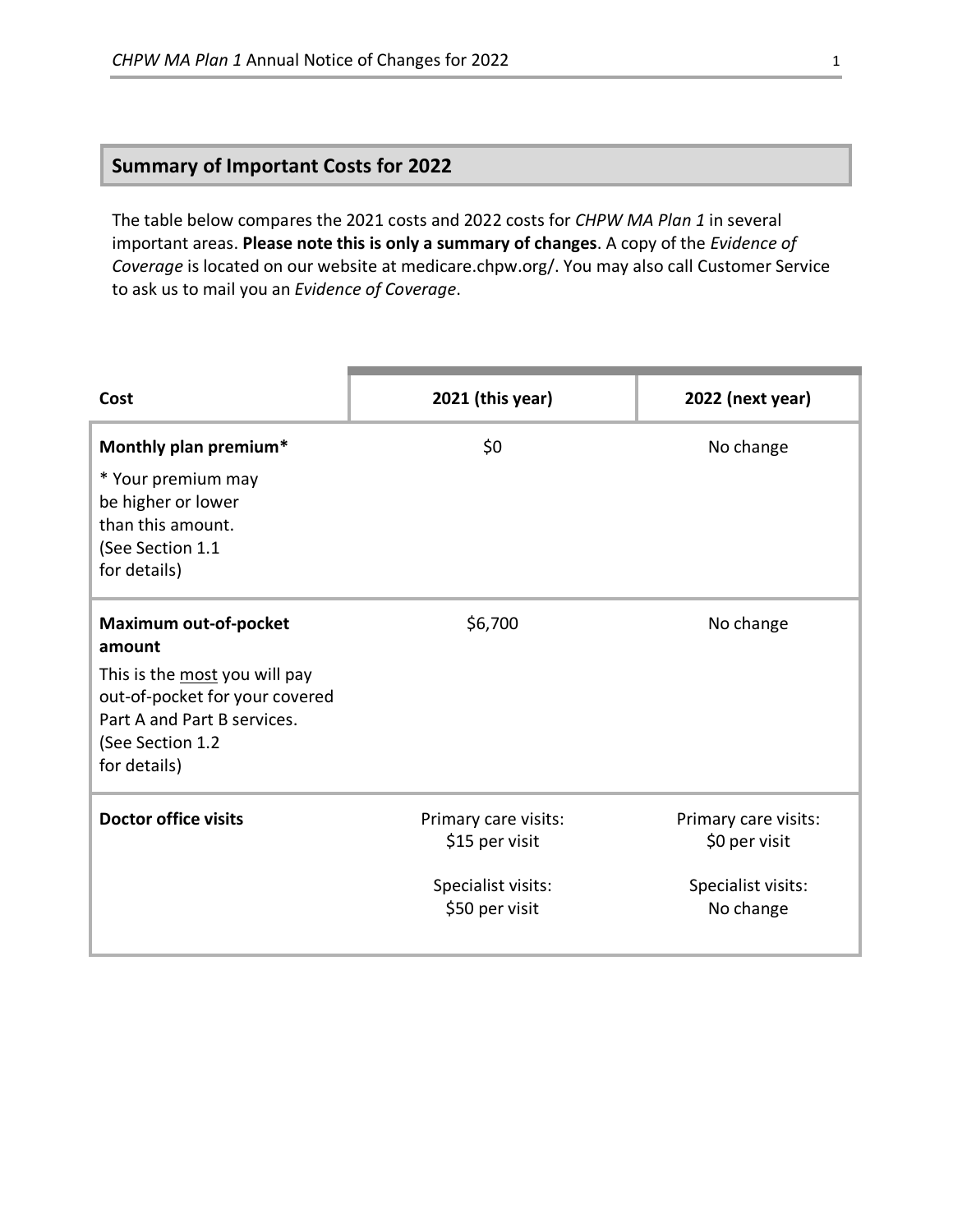## Summary of Important Costs for 2022

The table below compares the 2021 costs and 2022 costs for *CHPW MA Plan 1* in several important areas. **Please note this is only a summary of changes**. A copy of the *Evidence of Coverage* is located on our website at medicare.chpw.org/. You may also call Customer Service to ask us to mail you an *Evidence of Coverage*.

| Cost | 2021 (this year) | 2022 (next year) |
|---|---|---|
| **Monthly plan premium***<br><br>* Your premium may be higher or lower than this amount. (See Section 1.1 for details) | $0 | No change |
| **Maximum out-of-pocket amount**<br><br>This is the most you will pay out-of-pocket for your covered Part A and Part B services. (See Section 1.2 for details) | $6,700 | No change |
| **Doctor office visits** | Primary care visits: $15 per visit<br><br>Specialist visits: $50 per visit | Primary care visits: $0 per visit<br><br>Specialist visits: No change |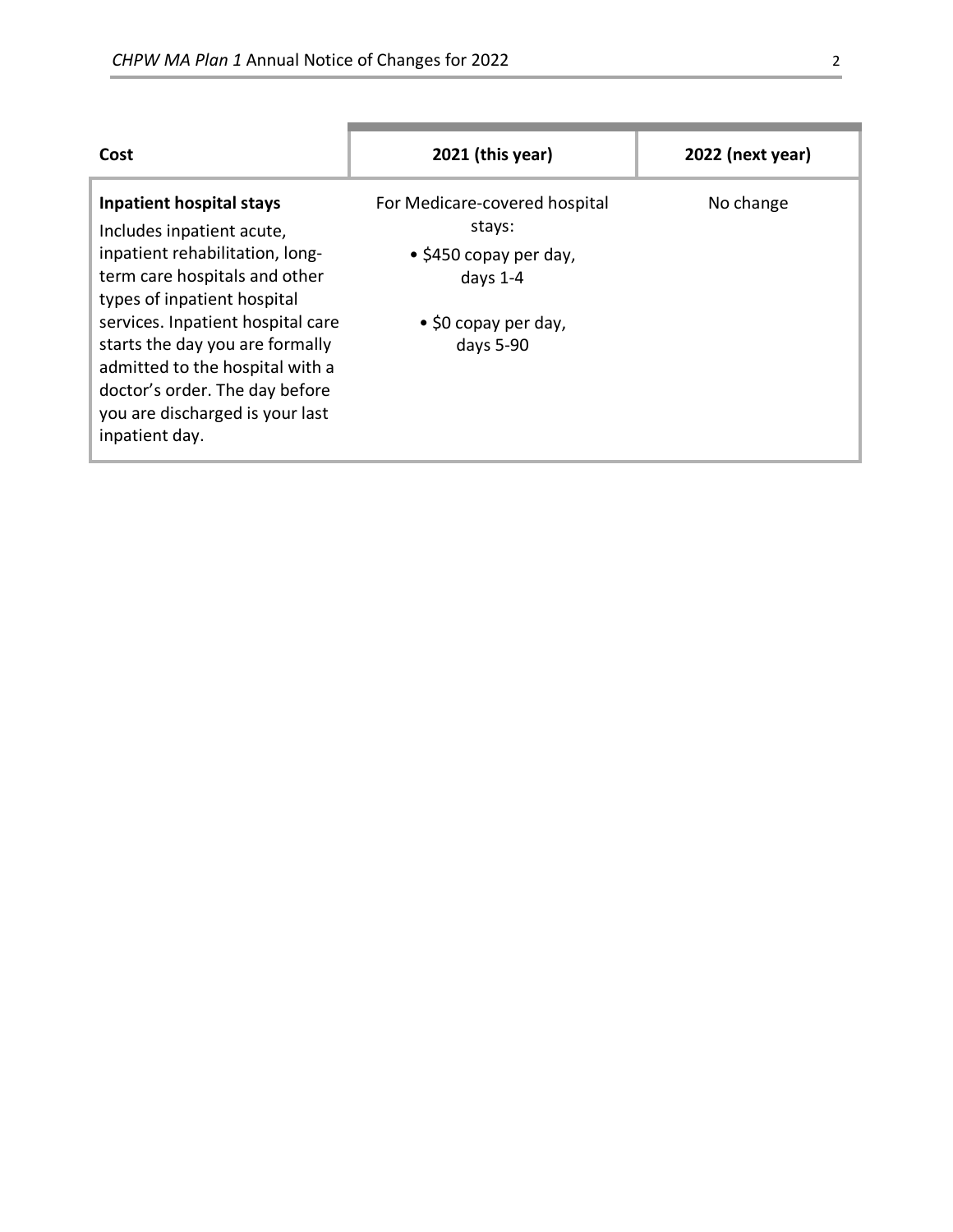| Cost | 2021 (this year) | 2022 (next year) |
| --- | --- | --- |
| **Inpatient hospital stays**<br>Includes inpatient acute, inpatient rehabilitation, long-term care hospitals and other types of inpatient hospital services. Inpatient hospital care starts the day you are formally admitted to the hospital with a doctor's order. The day before you are discharged is your last inpatient day. | For Medicare-covered hospital stays:<br>• $450 copay per day, days 1-4<br>• $0 copay per day, days 5-90 | No change |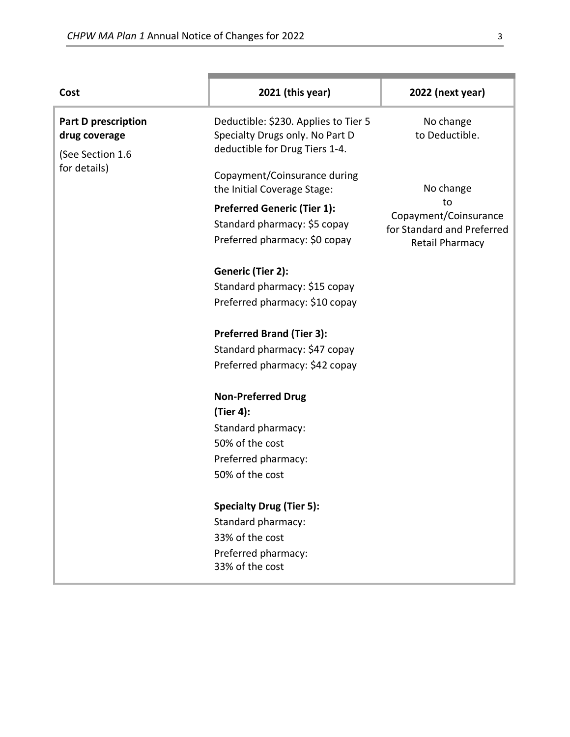| Cost | 2021 (this year) | 2022 (next year) |
|---|---|---|
| **Part D prescription drug coverage**<br><br>(See Section 1.6 for details) | Deductible: $230. Applies to Tier 5 Specialty Drugs only. No Part D deductible for Drug Tiers 1-4.<br><br>Copayment/Coinsurance during the Initial Coverage Stage:<br><br>**Preferred Generic (Tier 1):**<br>Standard pharmacy: $5 copay<br>Preferred pharmacy: $0 copay<br><br>**Generic (Tier 2):**<br>Standard pharmacy: $15 copay<br>Preferred pharmacy: $10 copay<br><br>**Preferred Brand (Tier 3):**<br>Standard pharmacy: $47 copay<br>Preferred pharmacy: $42 copay<br><br>**Non-Preferred Drug (Tier 4):**<br>Standard pharmacy:<br>50% of the cost<br>Preferred pharmacy:<br>50% of the cost<br><br>**Specialty Drug (Tier 5):**<br>Standard pharmacy:<br>33% of the cost<br>Preferred pharmacy:<br>33% of the cost | No change to Deductible.<br><br>No change to Copayment/Coinsurance for Standard and Preferred Retail Pharmacy |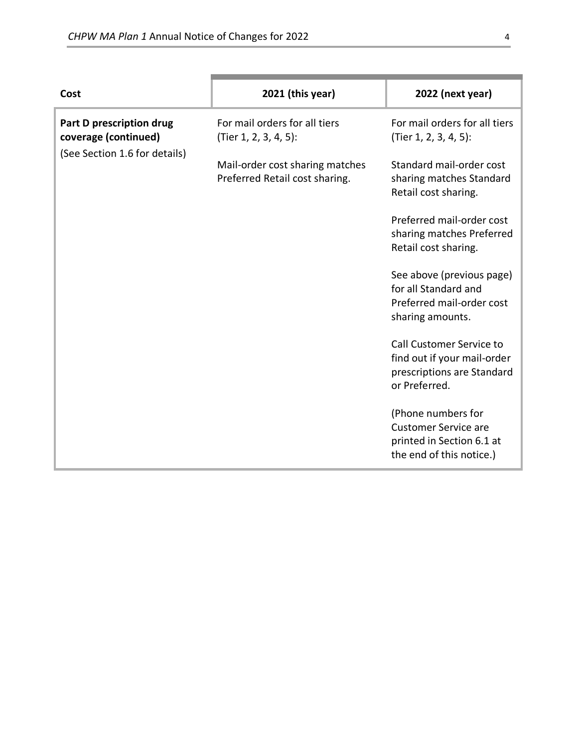| Cost | 2021 (this year) | 2022 (next year) |
|---|---|---|
| **Part D prescription drug coverage (continued)**<br>(See Section 1.6 for details) | For mail orders for all tiers (Tier 1, 2, 3, 4, 5):<br><br>Mail-order cost sharing matches Preferred Retail cost sharing. | For mail orders for all tiers (Tier 1, 2, 3, 4, 5):<br><br>Standard mail-order cost sharing matches Standard Retail cost sharing.<br><br>Preferred mail-order cost sharing matches Preferred Retail cost sharing.<br><br>See above (previous page) for all Standard and Preferred mail-order cost sharing amounts.<br><br>Call Customer Service to find out if your mail-order prescriptions are Standard or Preferred.<br><br>(Phone numbers for Customer Service are printed in Section 6.1 at the end of this notice.) |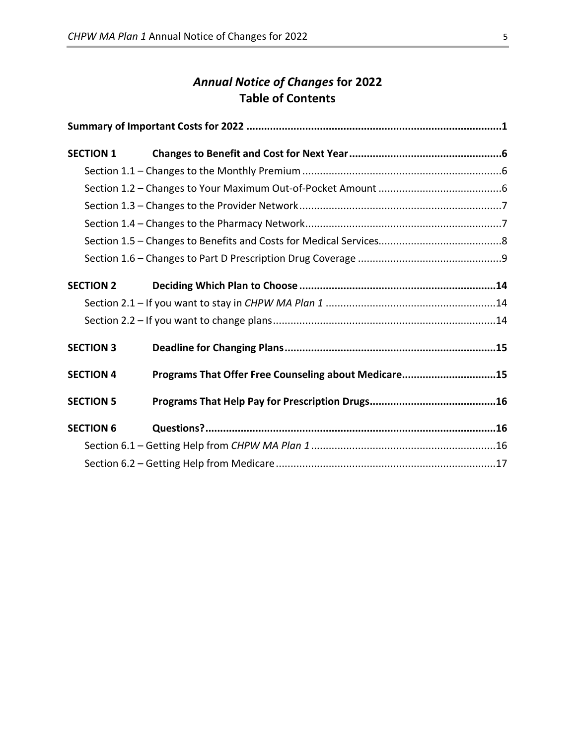# *Annual Notice of Changes* for 2022
# Table of Contents

**Summary of Important Costs for 2022 .....................................................................................1**

**SECTION 1 Changes to Benefit and Cost for Next Year ...................................................6**

Section 1.1 – Changes to the Monthly Premium ....................................................................6

Section 1.2 – Changes to Your Maximum Out-of-Pocket Amount ..........................................6

Section 1.3 – Changes to the Provider Network .....................................................................7

Section 1.4 – Changes to the Pharmacy Network...................................................................7

Section 1.5 – Changes to Benefits and Costs for Medical Services..........................................8

Section 1.6 – Changes to Part D Prescription Drug Coverage .................................................9

**SECTION 2 Deciding Which Plan to Choose .................................................................14**

Section 2.1 – If you want to stay in *CHPW MA Plan 1* ..........................................................14

Section 2.2 – If you want to change plans...........................................................................14

**SECTION 3 Deadline for Changing Plans......................................................................15**

**SECTION 4 Programs That Offer Free Counseling about Medicare...............................15**

**SECTION 5 Programs That Help Pay for Prescription Drugs..........................................16**

**SECTION 6 Questions?.................................................................................................16**

Section 6.1 – Getting Help from *CHPW MA Plan 1* ..............................................................16

Section 6.2 – Getting Help from Medicare ...........................................................................17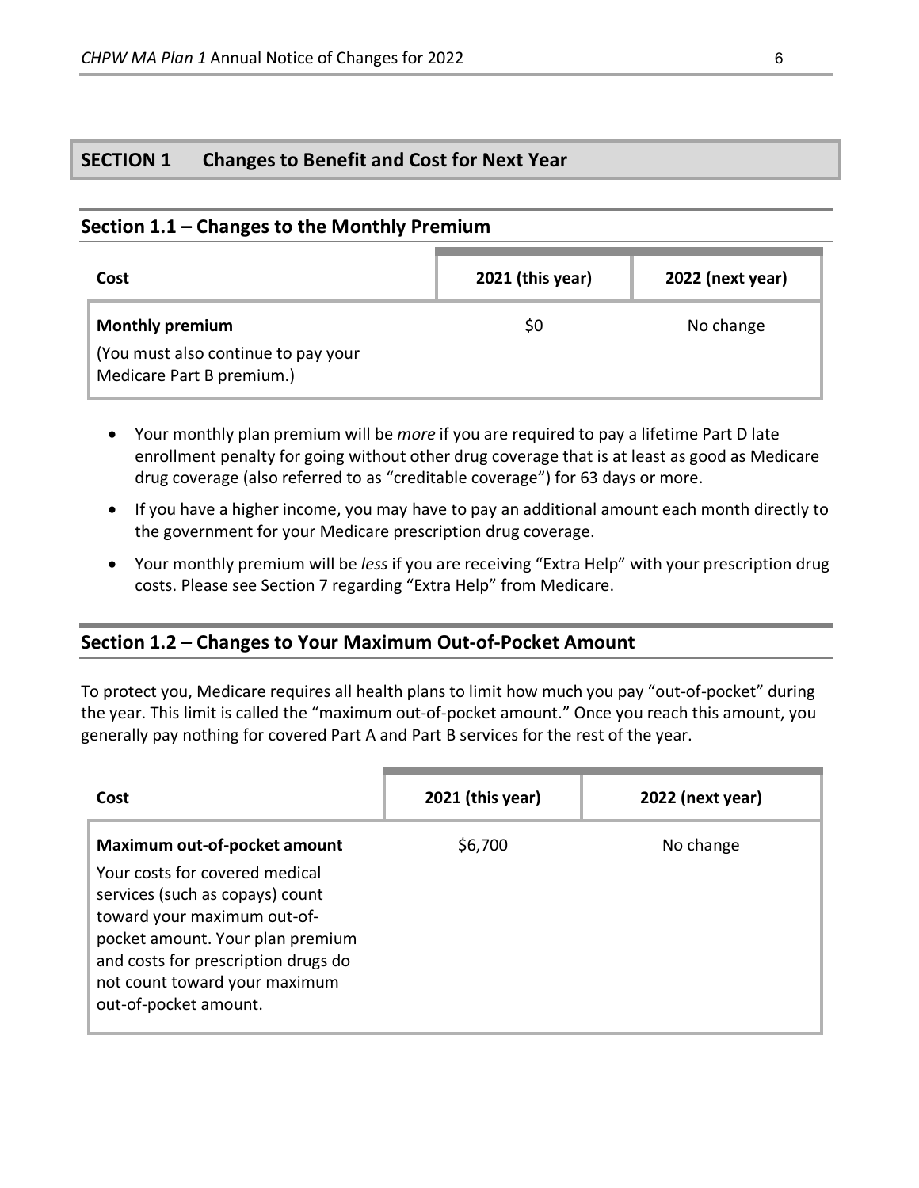## SECTION 1 Changes to Benefit and Cost for Next Year

### Section 1.1 – Changes to the Monthly Premium

| Cost | 2021 (this year) | 2022 (next year) |
|---|---|---|
| **Monthly premium**<br>(You must also continue to pay your Medicare Part B premium.) | $0 | No change |

- Your monthly plan premium will be *more* if you are required to pay a lifetime Part D late enrollment penalty for going without other drug coverage that is at least as good as Medicare drug coverage (also referred to as "creditable coverage") for 63 days or more.
- If you have a higher income, you may have to pay an additional amount each month directly to the government for your Medicare prescription drug coverage.
- Your monthly premium will be *less* if you are receiving "Extra Help" with your prescription drug costs. Please see Section 7 regarding "Extra Help" from Medicare.

### Section 1.2 – Changes to Your Maximum Out-of-Pocket Amount

To protect you, Medicare requires all health plans to limit how much you pay "out-of-pocket" during the year. This limit is called the "maximum out-of-pocket amount." Once you reach this amount, you generally pay nothing for covered Part A and Part B services for the rest of the year.

| Cost | 2021 (this year) | 2022 (next year) |
|---|---|---|
| **Maximum out-of-pocket amount**<br>Your costs for covered medical services (such as copays) count toward your maximum out-of-pocket amount. Your plan premium and costs for prescription drugs do not count toward your maximum out-of-pocket amount. | $6,700 | No change |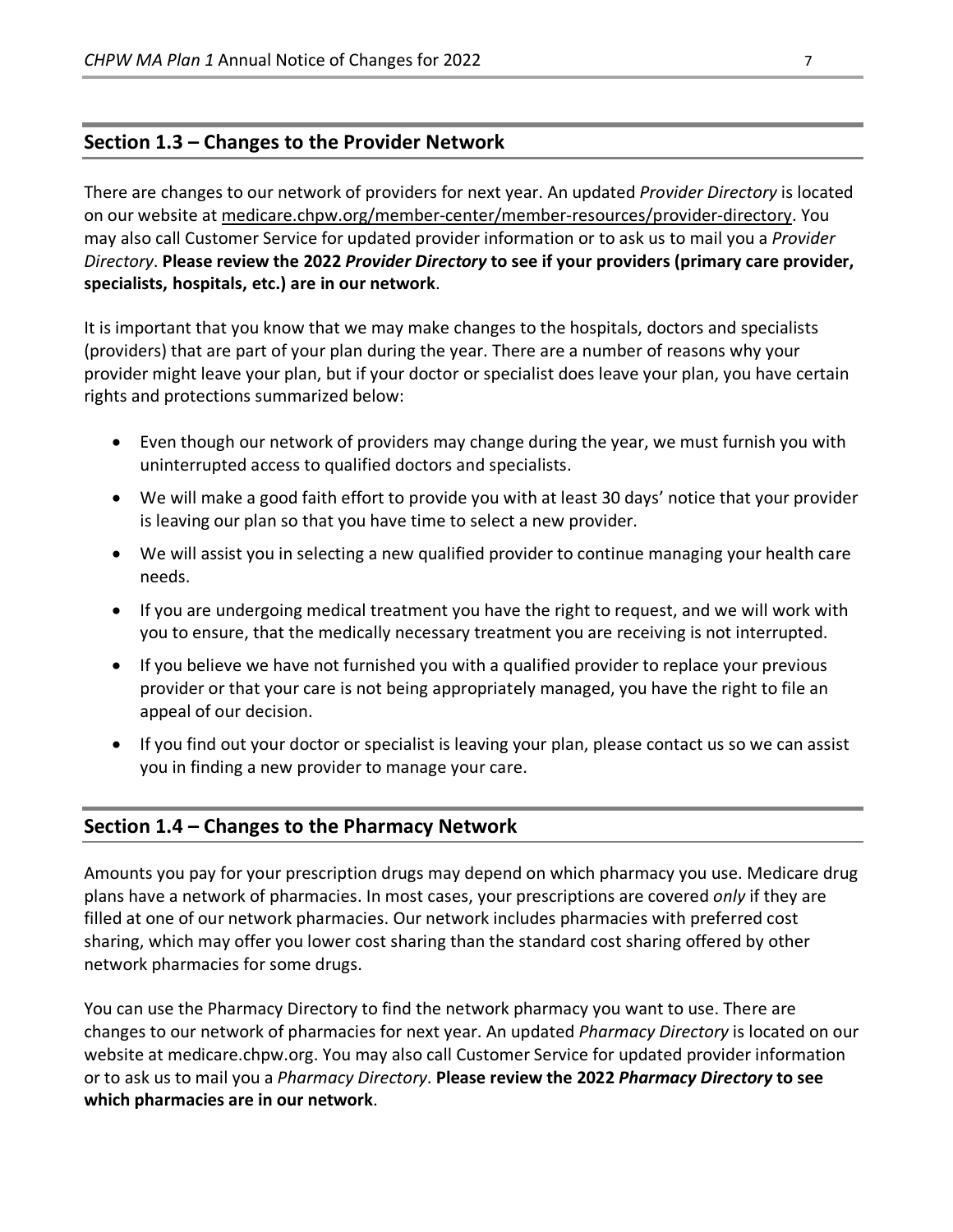## Section 1.3 – Changes to the Provider Network

There are changes to our network of providers for next year. An updated *Provider Directory* is located on our website at medicare.chpw.org/member-center/member-resources/provider-directory. You may also call Customer Service for updated provider information or to ask us to mail you a *Provider Directory*. **Please review the 2022 *Provider Directory* to see if your providers (primary care provider, specialists, hospitals, etc.) are in our network**.

It is important that you know that we may make changes to the hospitals, doctors and specialists (providers) that are part of your plan during the year. There are a number of reasons why your provider might leave your plan, but if your doctor or specialist does leave your plan, you have certain rights and protections summarized below:

- Even though our network of providers may change during the year, we must furnish you with uninterrupted access to qualified doctors and specialists.
- We will make a good faith effort to provide you with at least 30 days' notice that your provider is leaving our plan so that you have time to select a new provider.
- We will assist you in selecting a new qualified provider to continue managing your health care needs.
- If you are undergoing medical treatment you have the right to request, and we will work with you to ensure, that the medically necessary treatment you are receiving is not interrupted.
- If you believe we have not furnished you with a qualified provider to replace your previous provider or that your care is not being appropriately managed, you have the right to file an appeal of our decision.
- If you find out your doctor or specialist is leaving your plan, please contact us so we can assist you in finding a new provider to manage your care.

## Section 1.4 – Changes to the Pharmacy Network

Amounts you pay for your prescription drugs may depend on which pharmacy you use. Medicare drug plans have a network of pharmacies. In most cases, your prescriptions are covered *only* if they are filled at one of our network pharmacies. Our network includes pharmacies with preferred cost sharing, which may offer you lower cost sharing than the standard cost sharing offered by other network pharmacies for some drugs.

You can use the Pharmacy Directory to find the network pharmacy you want to use. There are changes to our network of pharmacies for next year. An updated *Pharmacy Directory* is located on our website at medicare.chpw.org. You may also call Customer Service for updated provider information or to ask us to mail you a *Pharmacy Directory*. **Please review the 2022 *Pharmacy Directory* to see which pharmacies are in our network**.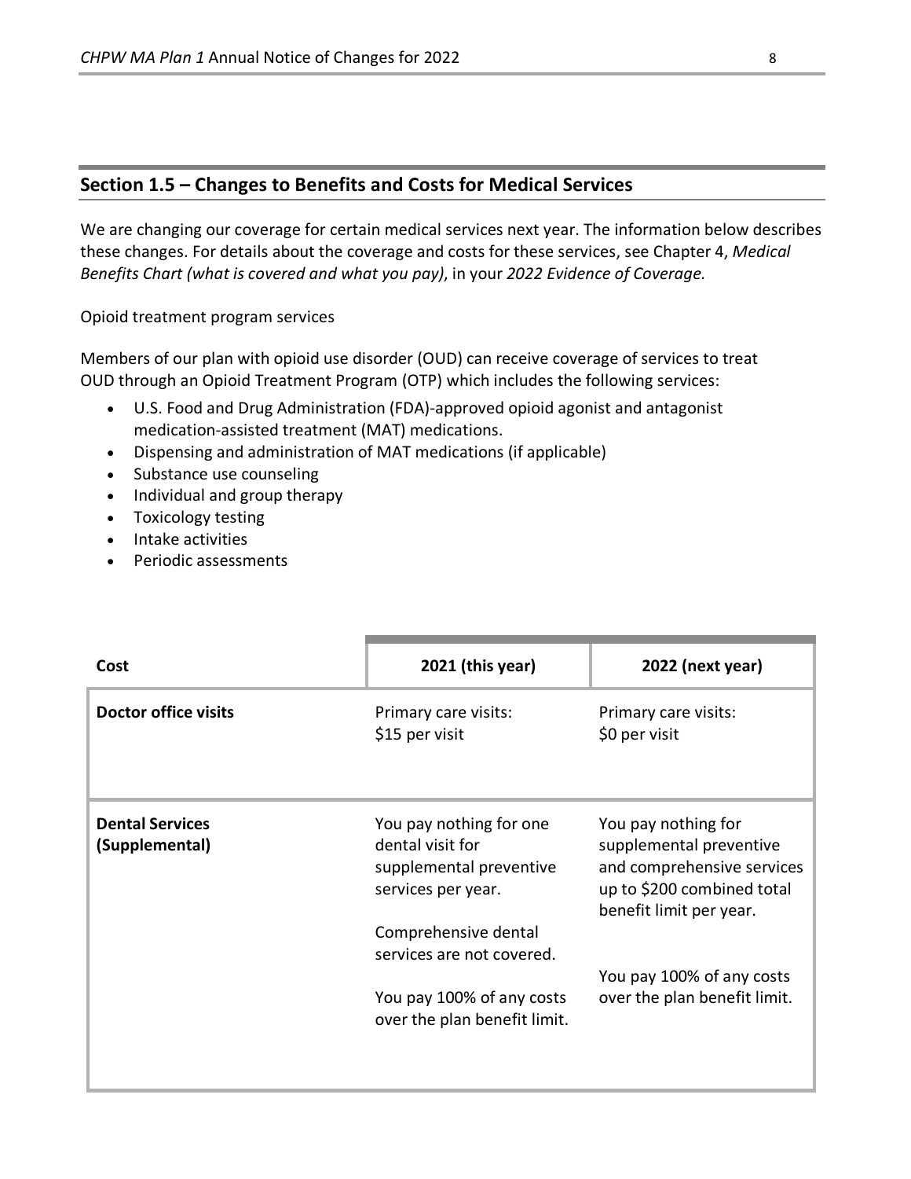## Section 1.5 – Changes to Benefits and Costs for Medical Services

We are changing our coverage for certain medical services next year. The information below describes these changes. For details about the coverage and costs for these services, see Chapter 4, *Medical Benefits Chart (what is covered and what you pay)*, in your *2022 Evidence of Coverage.*

Opioid treatment program services

Members of our plan with opioid use disorder (OUD) can receive coverage of services to treat OUD through an Opioid Treatment Program (OTP) which includes the following services:

- U.S. Food and Drug Administration (FDA)-approved opioid agonist and antagonist medication-assisted treatment (MAT) medications.
- Dispensing and administration of MAT medications (if applicable)
- Substance use counseling
- Individual and group therapy
- Toxicology testing
- Intake activities
- Periodic assessments

| Cost | 2021 (this year) | 2022 (next year) |
|---|---|---|
| **Doctor office visits** | Primary care visits: $15 per visit | Primary care visits: $0 per visit |
| **Dental Services (Supplemental)** | You pay nothing for one dental visit for supplemental preventive services per year.<br><br>Comprehensive dental services are not covered.<br><br>You pay 100% of any costs over the plan benefit limit. | You pay nothing for supplemental preventive and comprehensive services up to $200 combined total benefit limit per year.<br><br>You pay 100% of any costs over the plan benefit limit. |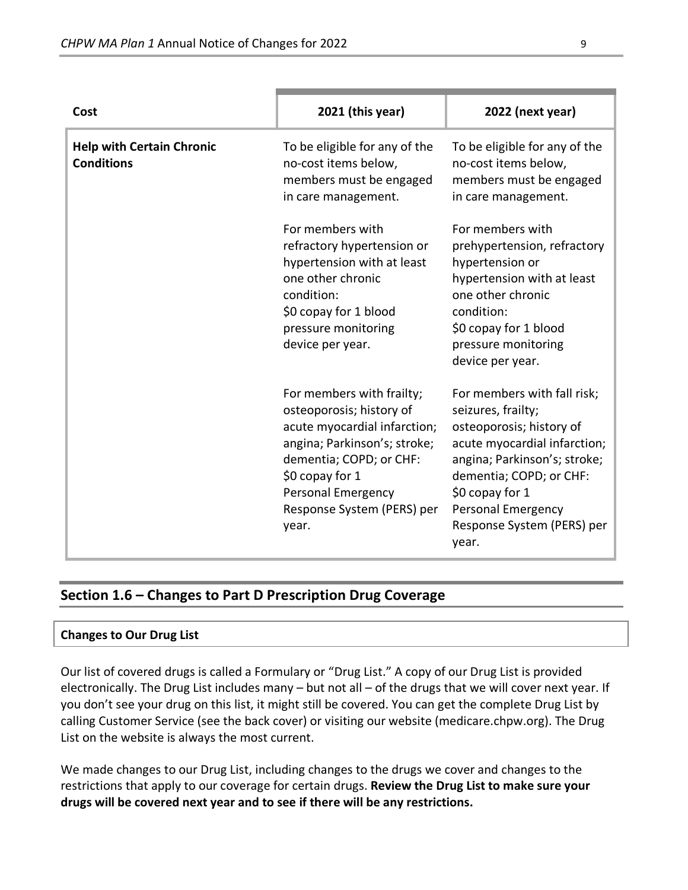| Cost | 2021 (this year) | 2022 (next year) |
| --- | --- | --- |
| **Help with Certain Chronic Conditions** | To be eligible for any of the no-cost items below, members must be engaged in care management.<br><br>For members with refractory hypertension or hypertension with at least one other chronic condition:<br>$0 copay for 1 blood pressure monitoring device per year.<br><br>For members with frailty; osteoporosis; history of acute myocardial infarction; angina; Parkinson's; stroke; dementia; COPD; or CHF:<br>$0 copay for 1 Personal Emergency Response System (PERS) per year. | To be eligible for any of the no-cost items below, members must be engaged in care management.<br><br>For members with prehypertension, refractory hypertension or hypertension with at least one other chronic condition:<br>$0 copay for 1 blood pressure monitoring device per year.<br><br>For members with fall risk; seizures, frailty; osteoporosis; history of acute myocardial infarction; angina; Parkinson's; stroke; dementia; COPD; or CHF:<br>$0 copay for 1 Personal Emergency Response System (PERS) per year. |

## Section 1.6 – Changes to Part D Prescription Drug Coverage

### Changes to Our Drug List

Our list of covered drugs is called a Formulary or "Drug List." A copy of our Drug List is provided electronically. The Drug List includes many – but not all – of the drugs that we will cover next year. If you don't see your drug on this list, it might still be covered. You can get the complete Drug List by calling Customer Service (see the back cover) or visiting our website (medicare.chpw.org). The Drug List on the website is always the most current.

We made changes to our Drug List, including changes to the drugs we cover and changes to the restrictions that apply to our coverage for certain drugs. **Review the Drug List to make sure your drugs will be covered next year and to see if there will be any restrictions.**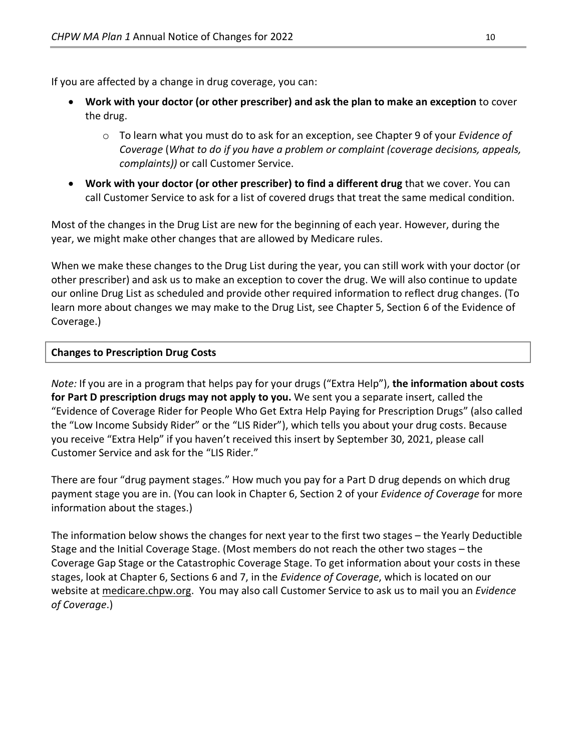If you are affected by a change in drug coverage, you can:

- **Work with your doctor (or other prescriber) and ask the plan to make an exception** to cover the drug.
  - To learn what you must do to ask for an exception, see Chapter 9 of your *Evidence of Coverage* (*What to do if you have a problem or complaint (coverage decisions, appeals, complaints))* or call Customer Service.
- **Work with your doctor (or other prescriber) to find a different drug** that we cover. You can call Customer Service to ask for a list of covered drugs that treat the same medical condition.

Most of the changes in the Drug List are new for the beginning of each year. However, during the year, we might make other changes that are allowed by Medicare rules.

When we make these changes to the Drug List during the year, you can still work with your doctor (or other prescriber) and ask us to make an exception to cover the drug. We will also continue to update our online Drug List as scheduled and provide other required information to reflect drug changes. (To learn more about changes we may make to the Drug List, see Chapter 5, Section 6 of the Evidence of Coverage.)

**Changes to Prescription Drug Costs**

*Note:* If you are in a program that helps pay for your drugs ("Extra Help"), **the information about costs for Part D prescription drugs may not apply to you.** We sent you a separate insert, called the "Evidence of Coverage Rider for People Who Get Extra Help Paying for Prescription Drugs" (also called the "Low Income Subsidy Rider" or the "LIS Rider"), which tells you about your drug costs. Because you receive "Extra Help" if you haven't received this insert by September 30, 2021, please call Customer Service and ask for the "LIS Rider."

There are four "drug payment stages." How much you pay for a Part D drug depends on which drug payment stage you are in. (You can look in Chapter 6, Section 2 of your *Evidence of Coverage* for more information about the stages.)

The information below shows the changes for next year to the first two stages – the Yearly Deductible Stage and the Initial Coverage Stage. (Most members do not reach the other two stages – the Coverage Gap Stage or the Catastrophic Coverage Stage. To get information about your costs in these stages, look at Chapter 6, Sections 6 and 7, in the *Evidence of Coverage*, which is located on our website at medicare.chpw.org. You may also call Customer Service to ask us to mail you an *Evidence of Coverage*.)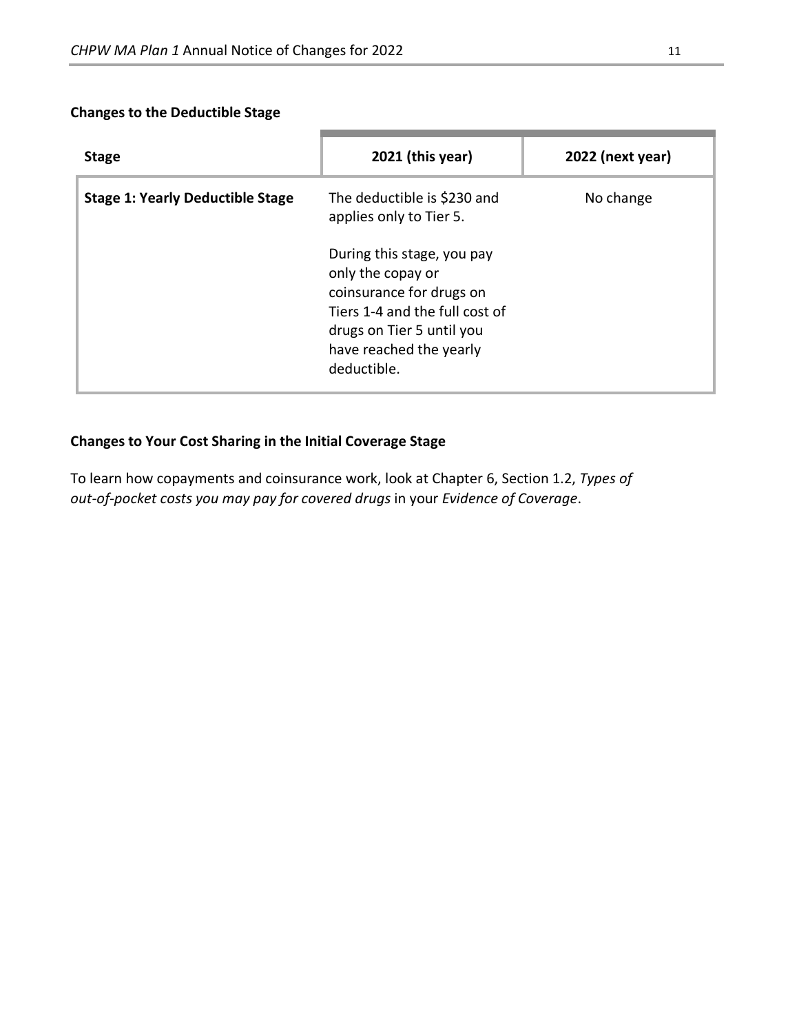**Changes to the Deductible Stage**

| Stage | 2021 (this year) | 2022 (next year) |
|---|---|---|
| **Stage 1: Yearly Deductible Stage** | The deductible is $230 and applies only to Tier 5.<br><br>During this stage, you pay only the copay or coinsurance for drugs on Tiers 1-4 and the full cost of drugs on Tier 5 until you have reached the yearly deductible. | No change |

**Changes to Your Cost Sharing in the Initial Coverage Stage**

To learn how copayments and coinsurance work, look at Chapter 6, Section 1.2, *Types of out-of-pocket costs you may pay for covered drugs* in your *Evidence of Coverage*.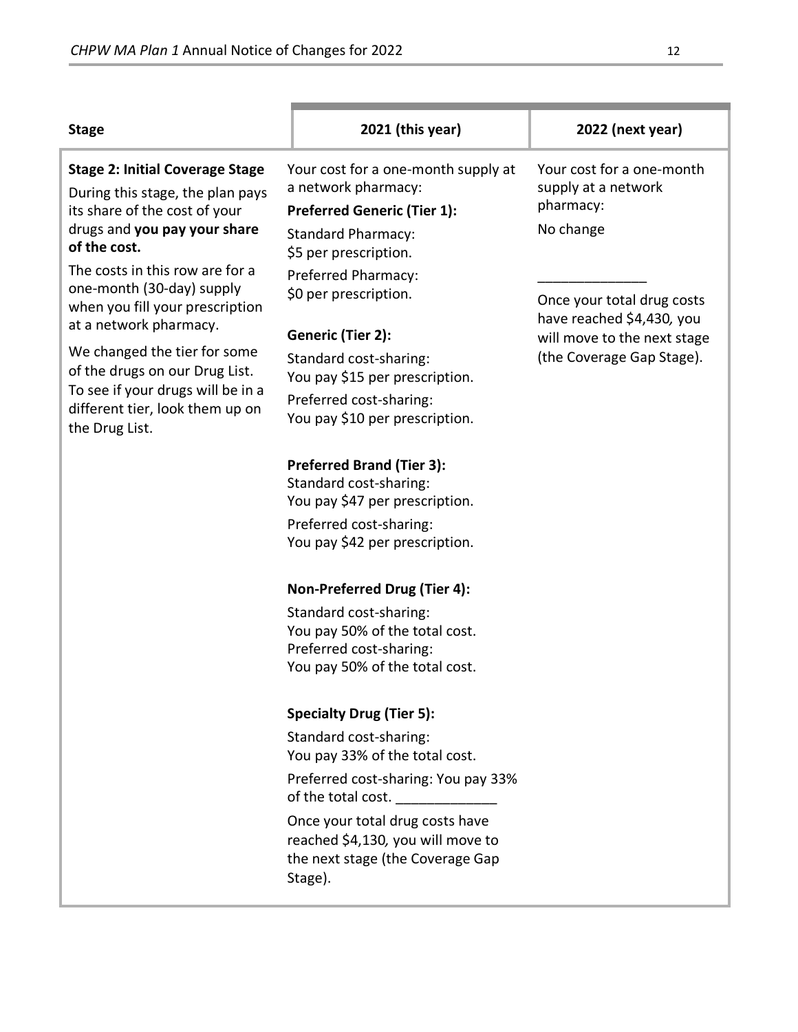| Stage | 2021 (this year) | 2022 (next year) |
|---|---|---|
| **Stage 2: Initial Coverage Stage**<br><br>During this stage, the plan pays its share of the cost of your drugs and **you pay your share of the cost.**<br><br>The costs in this row are for a one-month (30-day) supply when you fill your prescription at a network pharmacy.<br><br>We changed the tier for some of the drugs on our Drug List. To see if your drugs will be in a different tier, look them up on the Drug List. | Your cost for a one-month supply at a network pharmacy:<br><br>**Preferred Generic (Tier 1):**<br>Standard Pharmacy:<br>$5 per prescription.<br>Preferred Pharmacy:<br>$0 per prescription.<br><br>**Generic (Tier 2):**<br>Standard cost-sharing:<br>You pay $15 per prescription.<br>Preferred cost-sharing:<br>You pay $10 per prescription.<br><br>**Preferred Brand (Tier 3):**<br>Standard cost-sharing:<br>You pay $47 per prescription.<br>Preferred cost-sharing:<br>You pay $42 per prescription.<br><br>**Non-Preferred Drug (Tier 4):**<br>Standard cost-sharing:<br>You pay 50% of the total cost.<br>Preferred cost-sharing:<br>You pay 50% of the total cost.<br><br>**Specialty Drug (Tier 5):**<br>Standard cost-sharing:<br>You pay 33% of the total cost.<br>Preferred cost-sharing: You pay 33% of the total cost. _____________<br><br>Once your total drug costs have reached $4,130, you will move to the next stage (the Coverage Gap Stage). | Your cost for a one-month supply at a network pharmacy:<br><br>No change<br><br>_____________<br><br>Once your total drug costs have reached $4,430, you will move to the next stage (the Coverage Gap Stage). |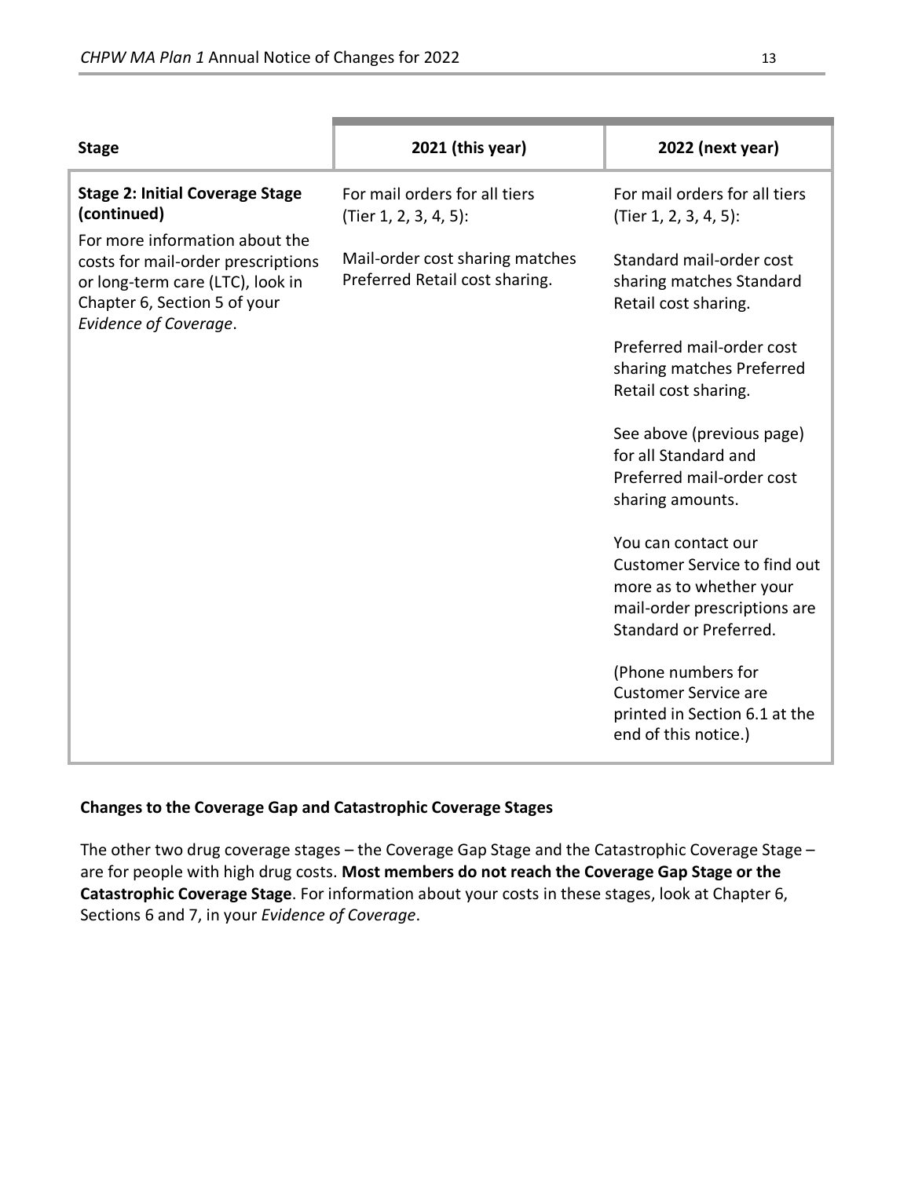| Stage | 2021 (this year) | 2022 (next year) |
|---|---|---|
| **Stage 2: Initial Coverage Stage (continued)**<br><br>For more information about the costs for mail-order prescriptions or long-term care (LTC), look in Chapter 6, Section 5 of your *Evidence of Coverage*. | For mail orders for all tiers (Tier 1, 2, 3, 4, 5):<br><br>Mail-order cost sharing matches Preferred Retail cost sharing. | For mail orders for all tiers (Tier 1, 2, 3, 4, 5):<br><br>Standard mail-order cost sharing matches Standard Retail cost sharing.<br><br>Preferred mail-order cost sharing matches Preferred Retail cost sharing.<br><br>See above (previous page) for all Standard and Preferred mail-order cost sharing amounts.<br><br>You can contact our Customer Service to find out more as to whether your mail-order prescriptions are Standard or Preferred.<br><br>(Phone numbers for Customer Service are printed in Section 6.1 at the end of this notice.) |

**Changes to the Coverage Gap and Catastrophic Coverage Stages**

The other two drug coverage stages – the Coverage Gap Stage and the Catastrophic Coverage Stage – are for people with high drug costs. **Most members do not reach the Coverage Gap Stage or the Catastrophic Coverage Stage**. For information about your costs in these stages, look at Chapter 6, Sections 6 and 7, in your *Evidence of Coverage*.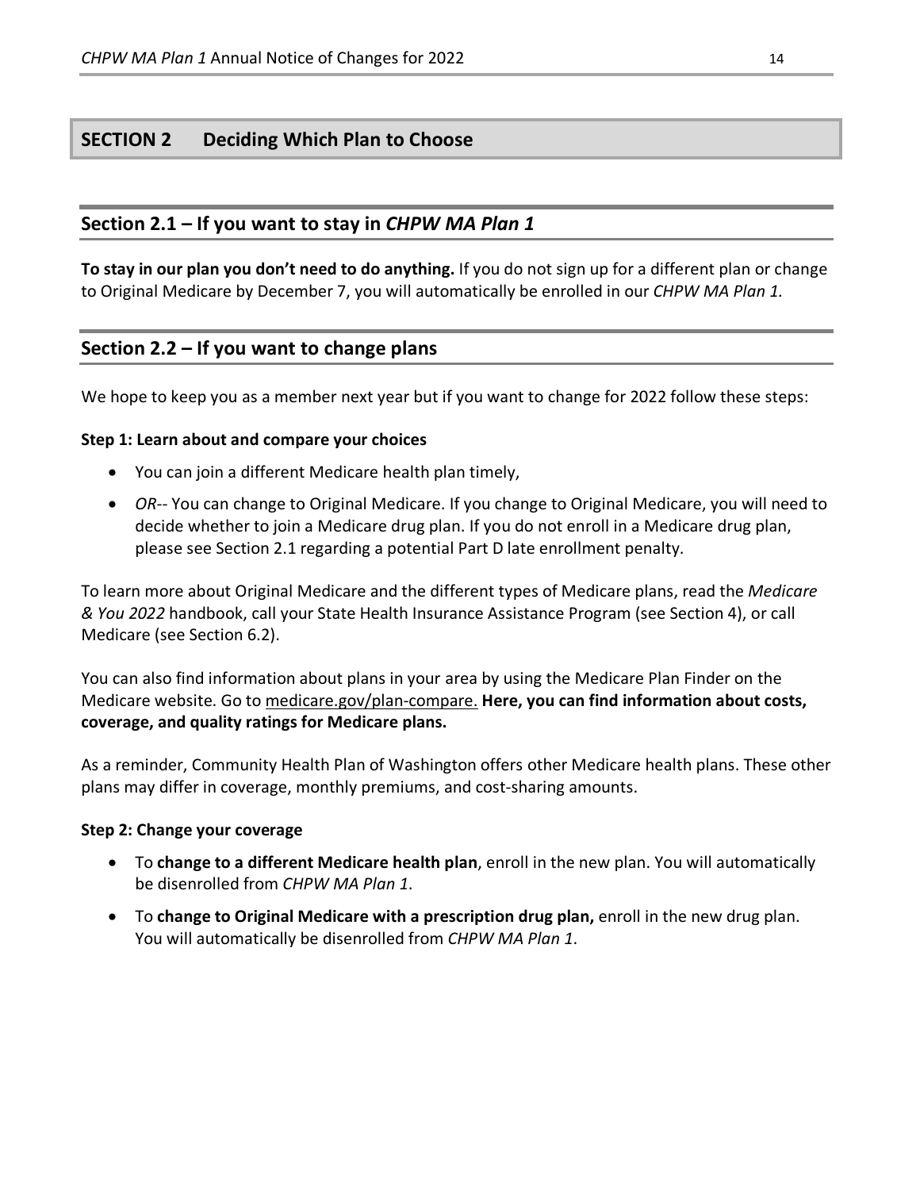# SECTION 2 Deciding Which Plan to Choose

## Section 2.1 – If you want to stay in *CHPW MA Plan 1*

**To stay in our plan you don't need to do anything.** If you do not sign up for a different plan or change to Original Medicare by December 7, you will automatically be enrolled in our *CHPW MA Plan 1.*

## Section 2.2 – If you want to change plans

We hope to keep you as a member next year but if you want to change for 2022 follow these steps:

**Step 1: Learn about and compare your choices**

- You can join a different Medicare health plan timely,
- *OR*-- You can change to Original Medicare. If you change to Original Medicare, you will need to decide whether to join a Medicare drug plan. If you do not enroll in a Medicare drug plan, please see Section 2.1 regarding a potential Part D late enrollment penalty.

To learn more about Original Medicare and the different types of Medicare plans, read the *Medicare & You 2022* handbook, call your State Health Insurance Assistance Program (see Section 4), or call Medicare (see Section 6.2).

You can also find information about plans in your area by using the Medicare Plan Finder on the Medicare website. Go to medicare.gov/plan-compare. **Here, you can find information about costs, coverage, and quality ratings for Medicare plans.**

As a reminder, Community Health Plan of Washington offers other Medicare health plans. These other plans may differ in coverage, monthly premiums, and cost-sharing amounts.

**Step 2: Change your coverage**

- To **change to a different Medicare health plan**, enroll in the new plan. You will automatically be disenrolled from *CHPW MA Plan 1*.
- To **change to Original Medicare with a prescription drug plan,** enroll in the new drug plan. You will automatically be disenrolled from *CHPW MA Plan 1*.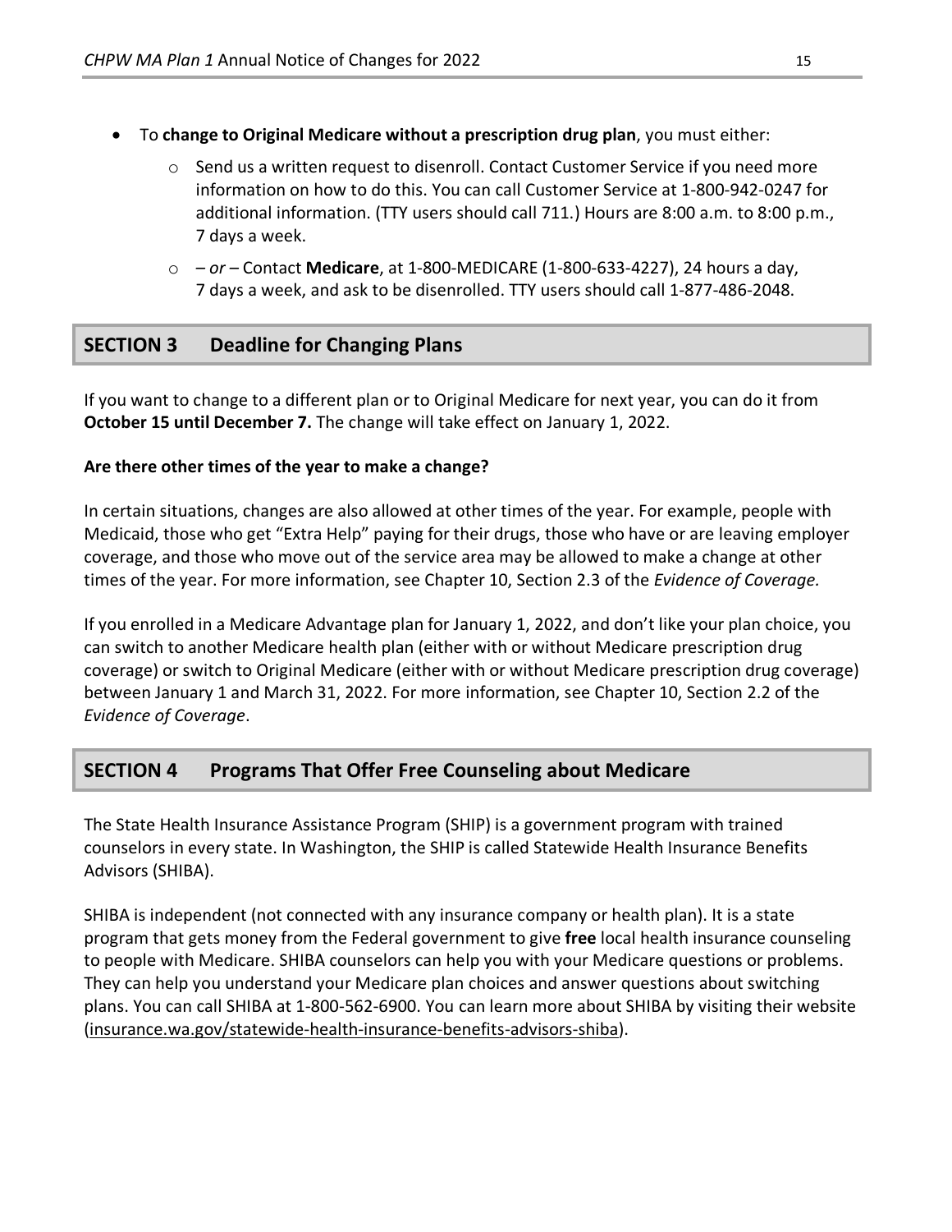- To **change to Original Medicare without a prescription drug plan**, you must either:
  - Send us a written request to disenroll. Contact Customer Service if you need more information on how to do this. You can call Customer Service at 1-800-942-0247 for additional information. (TTY users should call 711.) Hours are 8:00 a.m. to 8:00 p.m., 7 days a week.
  - – *or* – Contact **Medicare**, at 1-800-MEDICARE (1-800-633-4227), 24 hours a day, 7 days a week, and ask to be disenrolled. TTY users should call 1-877-486-2048.

## SECTION 3 Deadline for Changing Plans

If you want to change to a different plan or to Original Medicare for next year, you can do it from **October 15 until December 7.** The change will take effect on January 1, 2022.

**Are there other times of the year to make a change?**

In certain situations, changes are also allowed at other times of the year. For example, people with Medicaid, those who get "Extra Help" paying for their drugs, those who have or are leaving employer coverage, and those who move out of the service area may be allowed to make a change at other times of the year. For more information, see Chapter 10, Section 2.3 of the *Evidence of Coverage.*

If you enrolled in a Medicare Advantage plan for January 1, 2022, and don't like your plan choice, you can switch to another Medicare health plan (either with or without Medicare prescription drug coverage) or switch to Original Medicare (either with or without Medicare prescription drug coverage) between January 1 and March 31, 2022. For more information, see Chapter 10, Section 2.2 of the *Evidence of Coverage*.

## SECTION 4 Programs That Offer Free Counseling about Medicare

The State Health Insurance Assistance Program (SHIP) is a government program with trained counselors in every state. In Washington, the SHIP is called Statewide Health Insurance Benefits Advisors (SHIBA).

SHIBA is independent (not connected with any insurance company or health plan). It is a state program that gets money from the Federal government to give **free** local health insurance counseling to people with Medicare. SHIBA counselors can help you with your Medicare questions or problems. They can help you understand your Medicare plan choices and answer questions about switching plans. You can call SHIBA at 1-800-562-6900. You can learn more about SHIBA by visiting their website (insurance.wa.gov/statewide-health-insurance-benefits-advisors-shiba).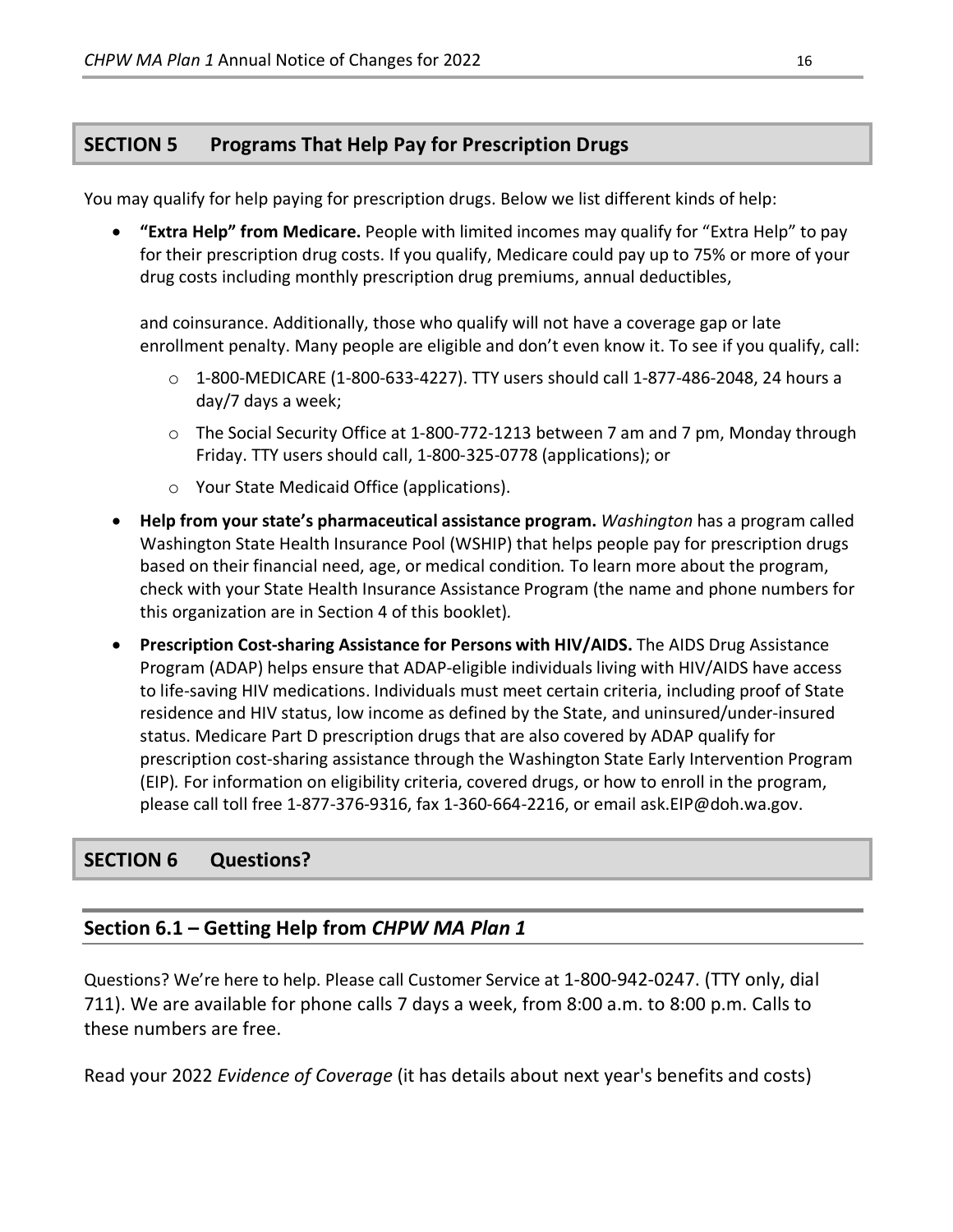## SECTION 5 Programs That Help Pay for Prescription Drugs

You may qualify for help paying for prescription drugs. Below we list different kinds of help:

- **"Extra Help" from Medicare.** People with limited incomes may qualify for "Extra Help" to pay for their prescription drug costs. If you qualify, Medicare could pay up to 75% or more of your drug costs including monthly prescription drug premiums, annual deductibles,

  and coinsurance. Additionally, those who qualify will not have a coverage gap or late enrollment penalty. Many people are eligible and don't even know it. To see if you qualify, call:

  - 1-800-MEDICARE (1-800-633-4227). TTY users should call 1-877-486-2048, 24 hours a day/7 days a week;
  - The Social Security Office at 1-800-772-1213 between 7 am and 7 pm, Monday through Friday. TTY users should call, 1-800-325-0778 (applications); or
  - Your State Medicaid Office (applications).

- **Help from your state's pharmaceutical assistance program.** *Washington* has a program called Washington State Health Insurance Pool (WSHIP) that helps people pay for prescription drugs based on their financial need, age, or medical condition. To learn more about the program, check with your State Health Insurance Assistance Program (the name and phone numbers for this organization are in Section 4 of this booklet).

- **Prescription Cost-sharing Assistance for Persons with HIV/AIDS.** The AIDS Drug Assistance Program (ADAP) helps ensure that ADAP-eligible individuals living with HIV/AIDS have access to life-saving HIV medications. Individuals must meet certain criteria, including proof of State residence and HIV status, low income as defined by the State, and uninsured/under-insured status. Medicare Part D prescription drugs that are also covered by ADAP qualify for prescription cost-sharing assistance through the Washington State Early Intervention Program (EIP)*.* For information on eligibility criteria, covered drugs, or how to enroll in the program, please call toll free 1-877-376-9316, fax 1-360-664-2216, or email ask.EIP@doh.wa.gov.

## SECTION 6 Questions?

### Section 6.1 – Getting Help from *CHPW MA Plan 1*

Questions? We're here to help. Please call Customer Service at 1-800-942-0247. (TTY only, dial 711). We are available for phone calls 7 days a week, from 8:00 a.m. to 8:00 p.m. Calls to these numbers are free.

Read your 2022 *Evidence of Coverage* (it has details about next year's benefits and costs)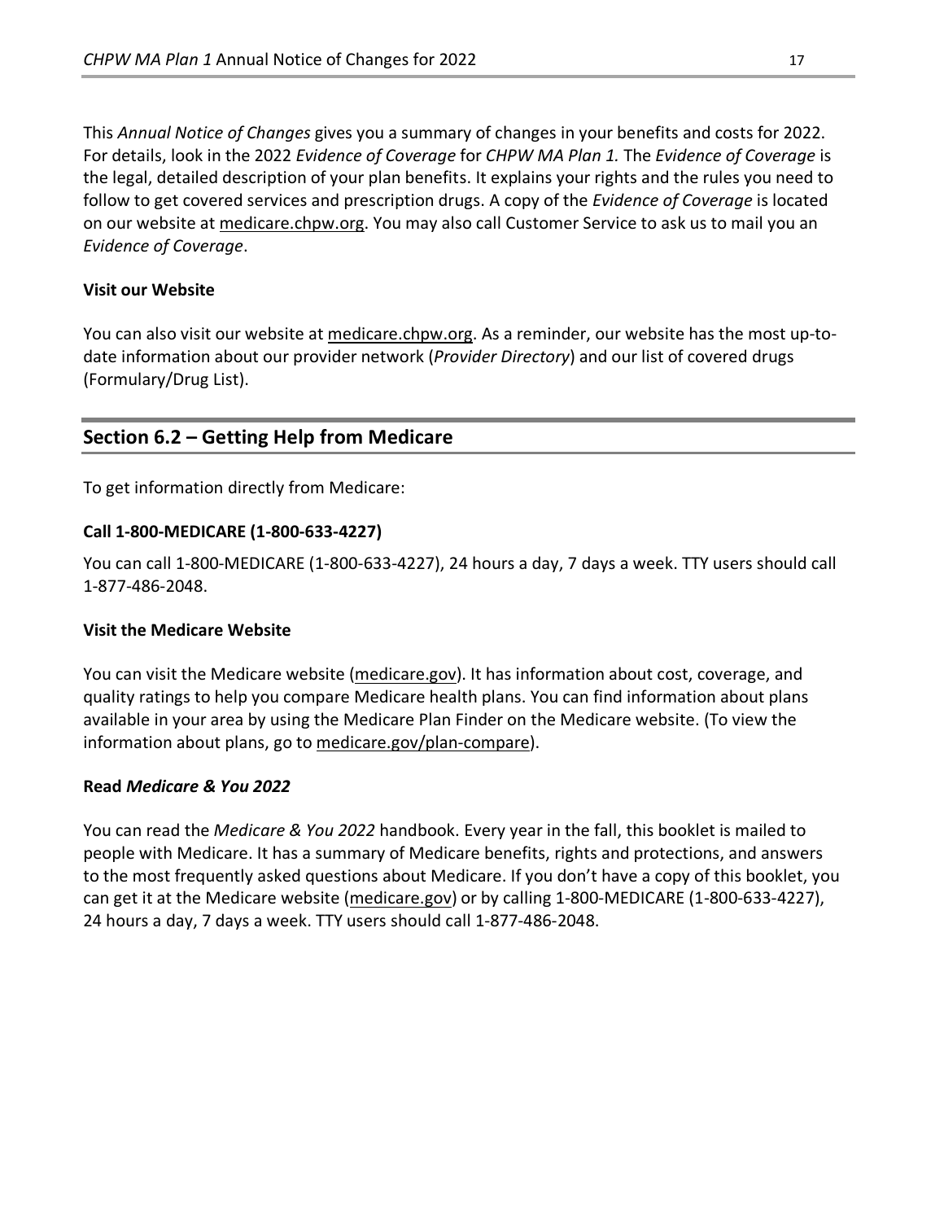This *Annual Notice of Changes* gives you a summary of changes in your benefits and costs for 2022. For details, look in the 2022 *Evidence of Coverage* for *CHPW MA Plan 1.* The *Evidence of Coverage* is the legal, detailed description of your plan benefits. It explains your rights and the rules you need to follow to get covered services and prescription drugs. A copy of the *Evidence of Coverage* is located on our website at medicare.chpw.org. You may also call Customer Service to ask us to mail you an *Evidence of Coverage*.

**Visit our Website**

You can also visit our website at medicare.chpw.org. As a reminder, our website has the most up-to-date information about our provider network (*Provider Directory*) and our list of covered drugs (Formulary/Drug List).

## Section 6.2 – Getting Help from Medicare

To get information directly from Medicare:

**Call 1-800-MEDICARE (1-800-633-4227)**

You can call 1-800-MEDICARE (1-800-633-4227), 24 hours a day, 7 days a week. TTY users should call 1-877-486-2048.

**Visit the Medicare Website**

You can visit the Medicare website (medicare.gov). It has information about cost, coverage, and quality ratings to help you compare Medicare health plans. You can find information about plans available in your area by using the Medicare Plan Finder on the Medicare website. (To view the information about plans, go to medicare.gov/plan-compare).

**Read *Medicare & You 2022***

You can read the *Medicare & You 2022* handbook. Every year in the fall, this booklet is mailed to people with Medicare. It has a summary of Medicare benefits, rights and protections, and answers to the most frequently asked questions about Medicare. If you don't have a copy of this booklet, you can get it at the Medicare website (medicare.gov) or by calling 1-800-MEDICARE (1-800-633-4227), 24 hours a day, 7 days a week. TTY users should call 1-877-486-2048.